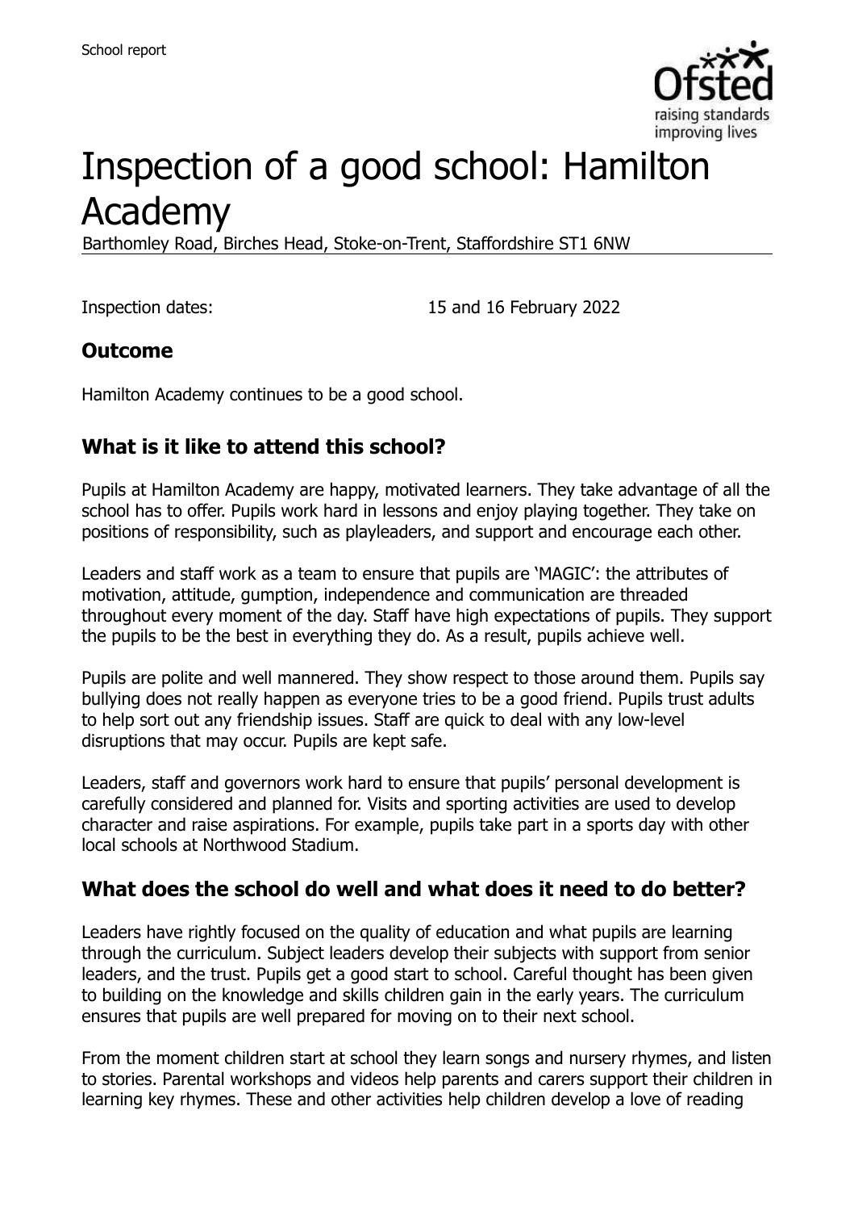School report

# Inspection of a good school: Hamilton Academy

Barthomley Road, Birches Head, Stoke-on-Trent, Staffordshire ST1 6NW

Inspection dates: 15 and 16 February 2022

## Outcome

Hamilton Academy continues to be a good school.

## What is it like to attend this school?

Pupils at Hamilton Academy are happy, motivated learners. They take advantage of all the school has to offer. Pupils work hard in lessons and enjoy playing together. They take on positions of responsibility, such as playleaders, and support and encourage each other.

Leaders and staff work as a team to ensure that pupils are 'MAGIC': the attributes of motivation, attitude, gumption, independence and communication are threaded throughout every moment of the day. Staff have high expectations of pupils. They support the pupils to be the best in everything they do. As a result, pupils achieve well.

Pupils are polite and well mannered. They show respect to those around them. Pupils say bullying does not really happen as everyone tries to be a good friend. Pupils trust adults to help sort out any friendship issues. Staff are quick to deal with any low-level disruptions that may occur. Pupils are kept safe.

Leaders, staff and governors work hard to ensure that pupils' personal development is carefully considered and planned for. Visits and sporting activities are used to develop character and raise aspirations. For example, pupils take part in a sports day with other local schools at Northwood Stadium.

## What does the school do well and what does it need to do better?

Leaders have rightly focused on the quality of education and what pupils are learning through the curriculum. Subject leaders develop their subjects with support from senior leaders, and the trust. Pupils get a good start to school. Careful thought has been given to building on the knowledge and skills children gain in the early years. The curriculum ensures that pupils are well prepared for moving on to their next school.

From the moment children start at school they learn songs and nursery rhymes, and listen to stories. Parental workshops and videos help parents and carers support their children in learning key rhymes. These and other activities help children develop a love of reading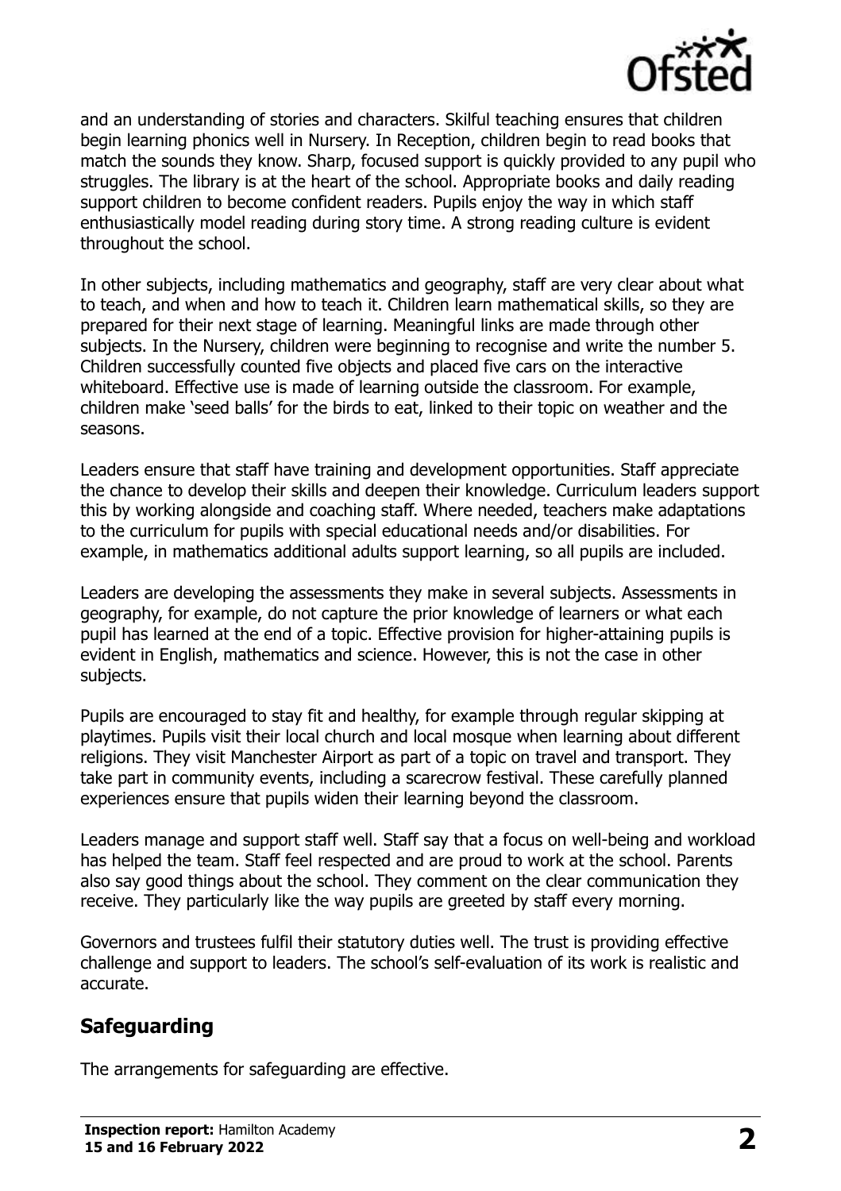and an understanding of stories and characters. Skilful teaching ensures that children begin learning phonics well in Nursery. In Reception, children begin to read books that match the sounds they know. Sharp, focused support is quickly provided to any pupil who struggles. The library is at the heart of the school. Appropriate books and daily reading support children to become confident readers. Pupils enjoy the way in which staff enthusiastically model reading during story time. A strong reading culture is evident throughout the school.

In other subjects, including mathematics and geography, staff are very clear about what to teach, and when and how to teach it. Children learn mathematical skills, so they are prepared for their next stage of learning. Meaningful links are made through other subjects. In the Nursery, children were beginning to recognise and write the number 5. Children successfully counted five objects and placed five cars on the interactive whiteboard. Effective use is made of learning outside the classroom. For example, children make 'seed balls' for the birds to eat, linked to their topic on weather and the seasons.

Leaders ensure that staff have training and development opportunities. Staff appreciate the chance to develop their skills and deepen their knowledge. Curriculum leaders support this by working alongside and coaching staff. Where needed, teachers make adaptations to the curriculum for pupils with special educational needs and/or disabilities. For example, in mathematics additional adults support learning, so all pupils are included.

Leaders are developing the assessments they make in several subjects. Assessments in geography, for example, do not capture the prior knowledge of learners or what each pupil has learned at the end of a topic. Effective provision for higher-attaining pupils is evident in English, mathematics and science. However, this is not the case in other subjects.

Pupils are encouraged to stay fit and healthy, for example through regular skipping at playtimes. Pupils visit their local church and local mosque when learning about different religions. They visit Manchester Airport as part of a topic on travel and transport. They take part in community events, including a scarecrow festival. These carefully planned experiences ensure that pupils widen their learning beyond the classroom.

Leaders manage and support staff well. Staff say that a focus on well-being and workload has helped the team. Staff feel respected and are proud to work at the school. Parents also say good things about the school. They comment on the clear communication they receive. They particularly like the way pupils are greeted by staff every morning.

Governors and trustees fulfil their statutory duties well. The trust is providing effective challenge and support to leaders. The school's self-evaluation of its work is realistic and accurate.

## Safeguarding

The arrangements for safeguarding are effective.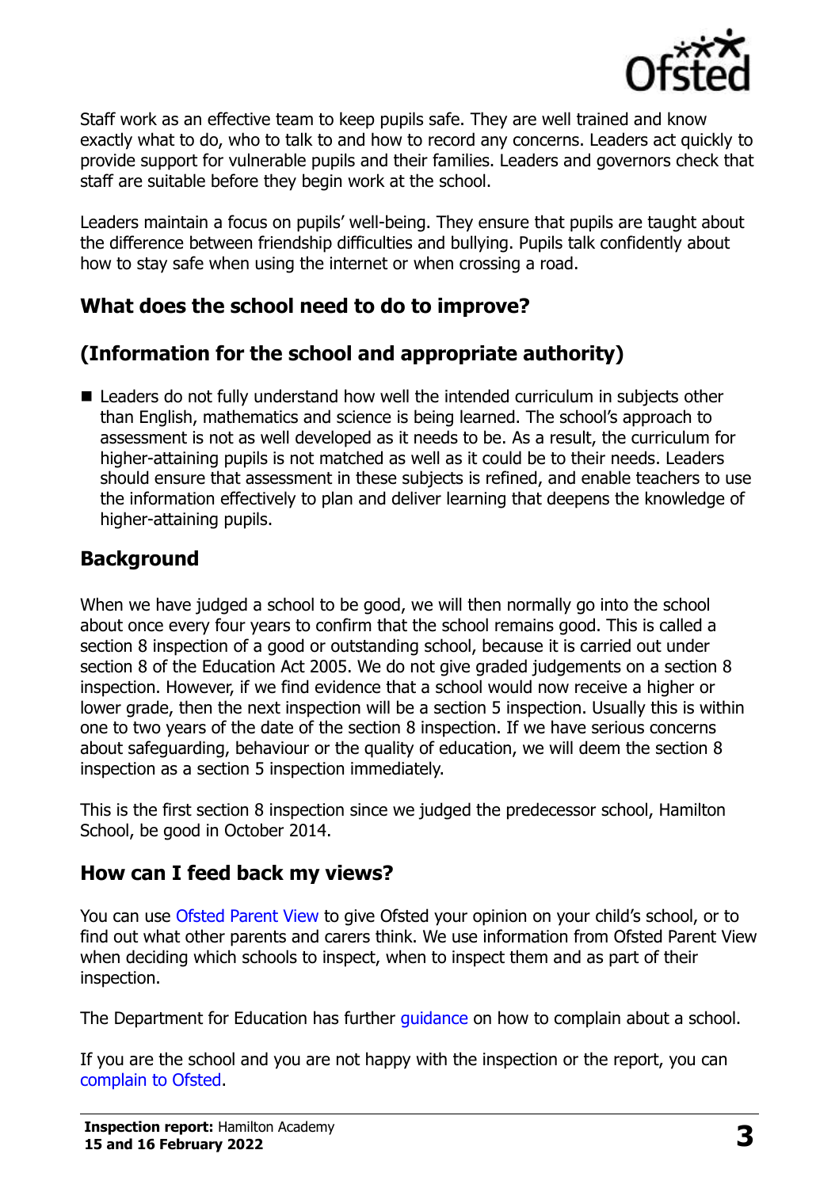Staff work as an effective team to keep pupils safe. They are well trained and know exactly what to do, who to talk to and how to record any concerns. Leaders act quickly to provide support for vulnerable pupils and their families. Leaders and governors check that staff are suitable before they begin work at the school.

Leaders maintain a focus on pupils' well-being. They ensure that pupils are taught about the difference between friendship difficulties and bullying. Pupils talk confidently about how to stay safe when using the internet or when crossing a road.

## What does the school need to do to improve?

## (Information for the school and appropriate authority)

- Leaders do not fully understand how well the intended curriculum in subjects other than English, mathematics and science is being learned. The school's approach to assessment is not as well developed as it needs to be. As a result, the curriculum for higher-attaining pupils is not matched as well as it could be to their needs. Leaders should ensure that assessment in these subjects is refined, and enable teachers to use the information effectively to plan and deliver learning that deepens the knowledge of higher-attaining pupils.

## Background

When we have judged a school to be good, we will then normally go into the school about once every four years to confirm that the school remains good. This is called a section 8 inspection of a good or outstanding school, because it is carried out under section 8 of the Education Act 2005. We do not give graded judgements on a section 8 inspection. However, if we find evidence that a school would now receive a higher or lower grade, then the next inspection will be a section 5 inspection. Usually this is within one to two years of the date of the section 8 inspection. If we have serious concerns about safeguarding, behaviour or the quality of education, we will deem the section 8 inspection as a section 5 inspection immediately.

This is the first section 8 inspection since we judged the predecessor school, Hamilton School, be good in October 2014.

## How can I feed back my views?

You can use Ofsted Parent View to give Ofsted your opinion on your child's school, or to find out what other parents and carers think. We use information from Ofsted Parent View when deciding which schools to inspect, when to inspect them and as part of their inspection.

The Department for Education has further guidance on how to complain about a school.

If you are the school and you are not happy with the inspection or the report, you can complain to Ofsted.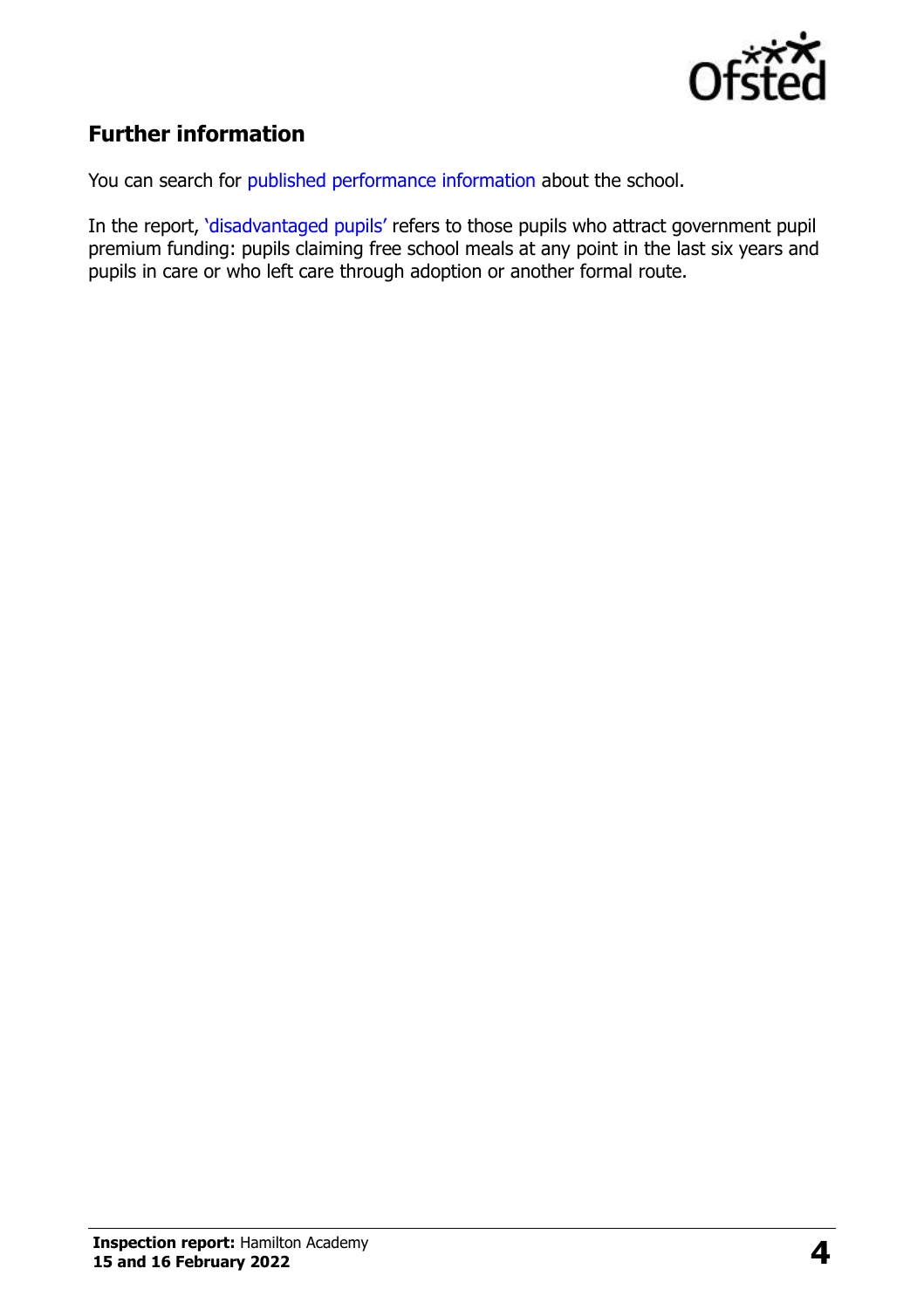## Further information

You can search for published performance information about the school.

In the report, 'disadvantaged pupils' refers to those pupils who attract government pupil premium funding: pupils claiming free school meals at any point in the last six years and pupils in care or who left care through adoption or another formal route.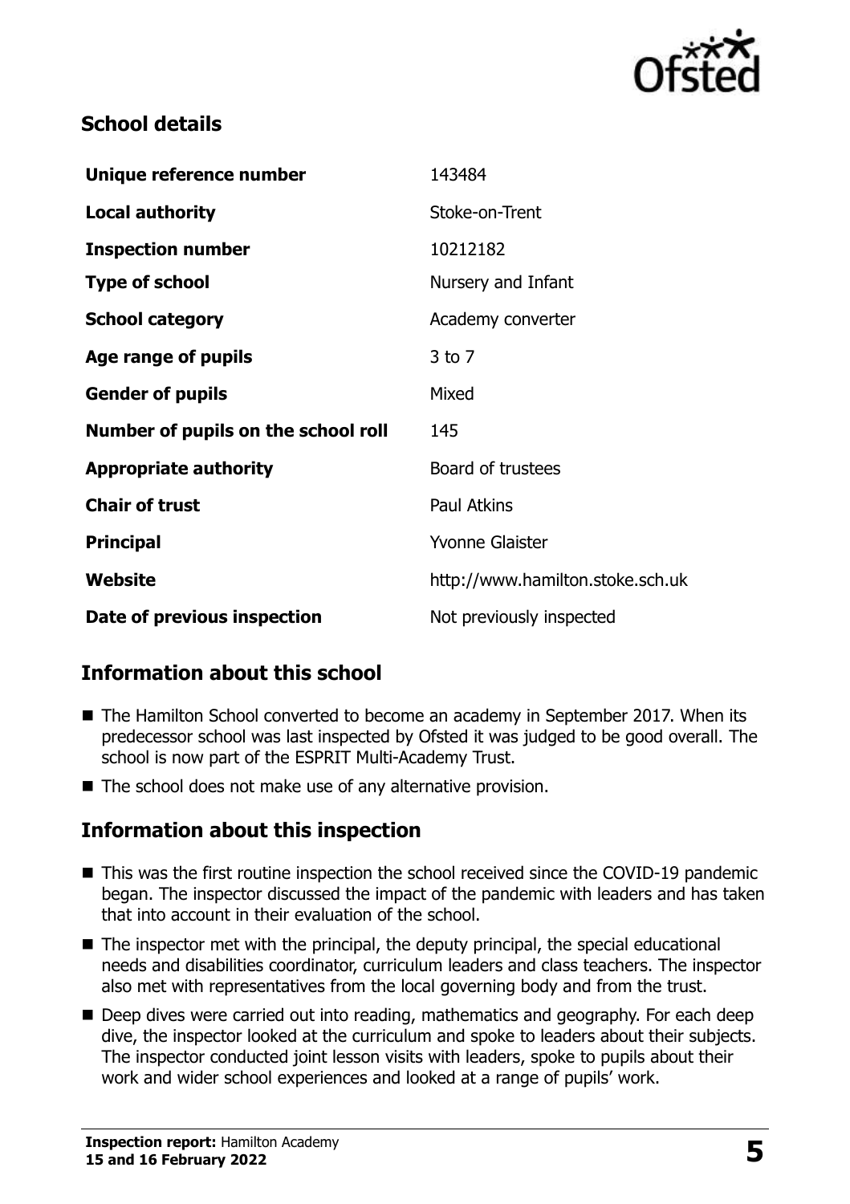## School details

| | |
|---|---|
| **Unique reference number** | 143484 |
| **Local authority** | Stoke-on-Trent |
| **Inspection number** | 10212182 |
| **Type of school** | Nursery and Infant |
| **School category** | Academy converter |
| **Age range of pupils** | 3 to 7 |
| **Gender of pupils** | Mixed |
| **Number of pupils on the school roll** | 145 |
| **Appropriate authority** | Board of trustees |
| **Chair of trust** | Paul Atkins |
| **Principal** | Yvonne Glaister |
| **Website** | http://www.hamilton.stoke.sch.uk |
| **Date of previous inspection** | Not previously inspected |

## Information about this school

- The Hamilton School converted to become an academy in September 2017. When its predecessor school was last inspected by Ofsted it was judged to be good overall. The school is now part of the ESPRIT Multi-Academy Trust.
- The school does not make use of any alternative provision.

## Information about this inspection

- This was the first routine inspection the school received since the COVID-19 pandemic began. The inspector discussed the impact of the pandemic with leaders and has taken that into account in their evaluation of the school.
- The inspector met with the principal, the deputy principal, the special educational needs and disabilities coordinator, curriculum leaders and class teachers. The inspector also met with representatives from the local governing body and from the trust.
- Deep dives were carried out into reading, mathematics and geography. For each deep dive, the inspector looked at the curriculum and spoke to leaders about their subjects. The inspector conducted joint lesson visits with leaders, spoke to pupils about their work and wider school experiences and looked at a range of pupils' work.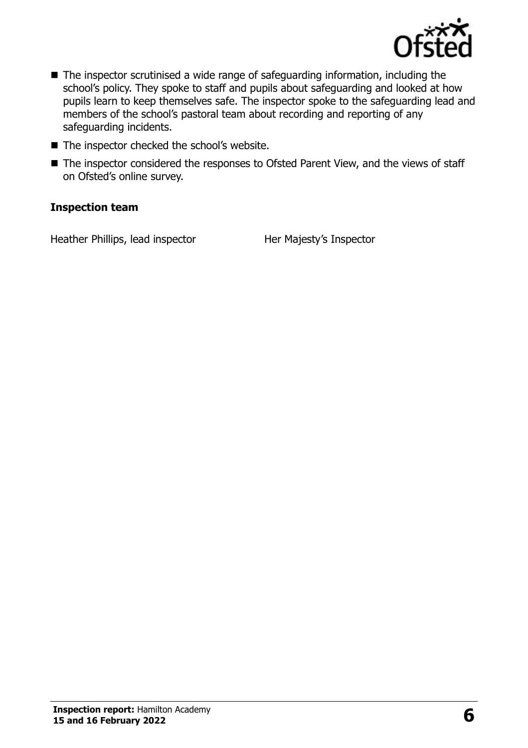- The inspector scrutinised a wide range of safeguarding information, including the school's policy. They spoke to staff and pupils about safeguarding and looked at how pupils learn to keep themselves safe. The inspector spoke to the safeguarding lead and members of the school's pastoral team about recording and reporting of any safeguarding incidents.
- The inspector checked the school's website.
- The inspector considered the responses to Ofsted Parent View, and the views of staff on Ofsted's online survey.

### Inspection team

| | |
|---|---|
| Heather Phillips, lead inspector | Her Majesty's Inspector |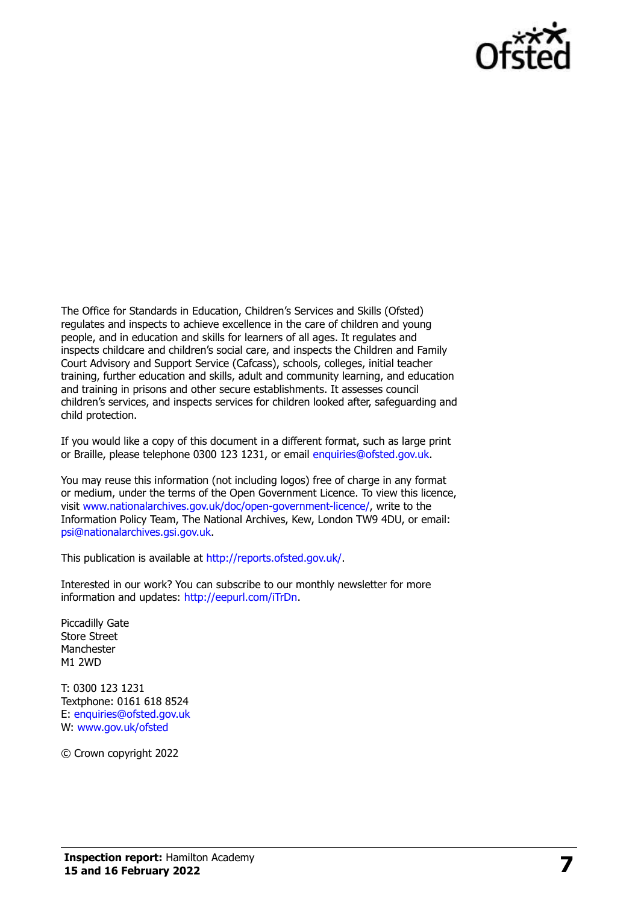The Office for Standards in Education, Children's Services and Skills (Ofsted) regulates and inspects to achieve excellence in the care of children and young people, and in education and skills for learners of all ages. It regulates and inspects childcare and children's social care, and inspects the Children and Family Court Advisory and Support Service (Cafcass), schools, colleges, initial teacher training, further education and skills, adult and community learning, and education and training in prisons and other secure establishments. It assesses council children's services, and inspects services for children looked after, safeguarding and child protection.

If you would like a copy of this document in a different format, such as large print or Braille, please telephone 0300 123 1231, or email enquiries@ofsted.gov.uk.

You may reuse this information (not including logos) free of charge in any format or medium, under the terms of the Open Government Licence. To view this licence, visit www.nationalarchives.gov.uk/doc/open-government-licence/, write to the Information Policy Team, The National Archives, Kew, London TW9 4DU, or email: psi@nationalarchives.gsi.gov.uk.

This publication is available at http://reports.ofsted.gov.uk/.

Interested in our work? You can subscribe to our monthly newsletter for more information and updates: http://eepurl.com/iTrDn.

Piccadilly Gate
Store Street
Manchester
M1 2WD

T: 0300 123 1231
Textphone: 0161 618 8524
E: enquiries@ofsted.gov.uk
W: www.gov.uk/ofsted

© Crown copyright 2022